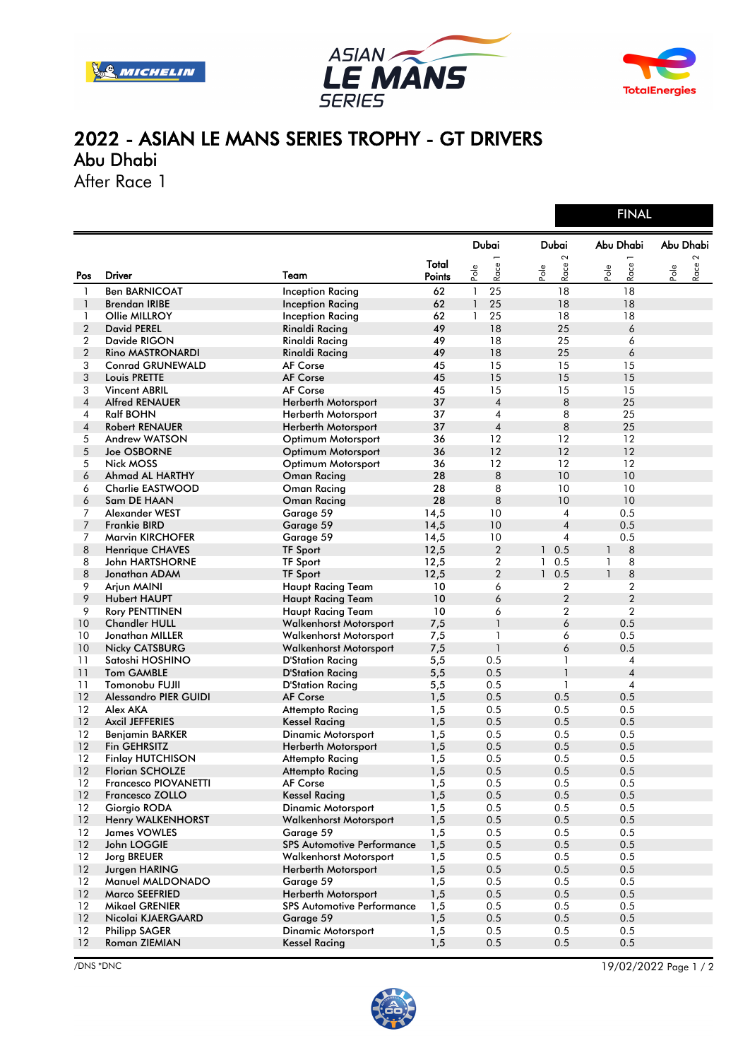# 2022 - ASIAN LE MANS SERIES TROPHY - GT DRIVERS

## Abu Dhabi

After Race 1

FINAL

| Pos | Driver | Team | Total Points | Dubai Pole | Dubai Race 1 | Dubai Pole | Dubai Race 2 | Abu Dhabi Pole | Abu Dhabi Race 1 | Abu Dhabi Pole | Abu Dhabi Race 2 |
|---|---|---|---|---|---|---|---|---|---|---|---|
| 1 | Ben BARNICOAT | Inception Racing | 62 | 1 | 25 | | 18 | | 18 | | |
| 1 | Brendan IRIBE | Inception Racing | 62 | 1 | 25 | | 18 | | 18 | | |
| 1 | Ollie MILLROY | Inception Racing | 62 | 1 | 25 | | 18 | | 18 | | |
| 2 | David PEREL | Rinaldi Racing | 49 | | 18 | | 25 | | 6 | | |
| 2 | Davide RIGON | Rinaldi Racing | 49 | | 18 | | 25 | | 6 | | |
| 2 | Rino MASTRONARDI | Rinaldi Racing | 49 | | 18 | | 25 | | 6 | | |
| 3 | Conrad GRUNEWALD | AF Corse | 45 | | 15 | | 15 | | 15 | | |
| 3 | Louis PRETTE | AF Corse | 45 | | 15 | | 15 | | 15 | | |
| 3 | Vincent ABRIL | AF Corse | 45 | | 15 | | 15 | | 15 | | |
| 4 | Alfred RENAUER | Herberth Motorsport | 37 | | 4 | | 8 | | 25 | | |
| 4 | Ralf BOHN | Herberth Motorsport | 37 | | 4 | | 8 | | 25 | | |
| 4 | Robert RENAUER | Herberth Motorsport | 37 | | 4 | | 8 | | 25 | | |
| 5 | Andrew WATSON | Optimum Motorsport | 36 | | 12 | | 12 | | 12 | | |
| 5 | Joe OSBORNE | Optimum Motorsport | 36 | | 12 | | 12 | | 12 | | |
| 5 | Nick MOSS | Optimum Motorsport | 36 | | 12 | | 12 | | 12 | | |
| 6 | Ahmad AL HARTHY | Oman Racing | 28 | | 8 | | 10 | | 10 | | |
| 6 | Charlie EASTWOOD | Oman Racing | 28 | | 8 | | 10 | | 10 | | |
| 6 | Sam DE HAAN | Oman Racing | 28 | | 8 | | 10 | | 10 | | |
| 7 | Alexander WEST | Garage 59 | 14,5 | | 10 | | 4 | | 0.5 | | |
| 7 | Frankie BIRD | Garage 59 | 14,5 | | 10 | | 4 | | 0.5 | | |
| 7 | Marvin KIRCHOFER | Garage 59 | 14,5 | | 10 | | 4 | | 0.5 | | |
| 8 | Henrique CHAVES | TF Sport | 12,5 | | 2 | 1 | 0.5 | 1 | 8 | | |
| 8 | John HARTSHORNE | TF Sport | 12,5 | | 2 | 1 | 0.5 | 1 | 8 | | |
| 8 | Jonathan ADAM | TF Sport | 12,5 | | 2 | 1 | 0.5 | 1 | 8 | | |
| 9 | Arjun MAINI | Haupt Racing Team | 10 | | 6 | | 2 | | 2 | | |
| 9 | Hubert HAUPT | Haupt Racing Team | 10 | | 6 | | 2 | | 2 | | |
| 9 | Rory PENTTINEN | Haupt Racing Team | 10 | | 6 | | 2 | | 2 | | |
| 10 | Chandler HULL | Walkenhorst Motorsport | 7,5 | | 1 | | 6 | | 0.5 | | |
| 10 | Jonathan MILLER | Walkenhorst Motorsport | 7,5 | | 1 | | 6 | | 0.5 | | |
| 10 | Nicky CATSBURG | Walkenhorst Motorsport | 7,5 | | 1 | | 6 | | 0.5 | | |
| 11 | Satoshi HOSHINO | D'Station Racing | 5,5 | | 0.5 | | 1 | | 4 | | |
| 11 | Tom GAMBLE | D'Station Racing | 5,5 | | 0.5 | | 1 | | 4 | | |
| 11 | Tomonobu FUJII | D'Station Racing | 5,5 | | 0.5 | | 1 | | 4 | | |
| 12 | Alessandro PIER GUIDI | AF Corse | 1,5 | | 0.5 | | 0.5 | | 0.5 | | |
| 12 | Alex AKA | Attempto Racing | 1,5 | | 0.5 | | 0.5 | | 0.5 | | |
| 12 | Axcil JEFFERIES | Kessel Racing | 1,5 | | 0.5 | | 0.5 | | 0.5 | | |
| 12 | Benjamin BARKER | Dinamic Motorsport | 1,5 | | 0.5 | | 0.5 | | 0.5 | | |
| 12 | Fin GEHRSITZ | Herberth Motorsport | 1,5 | | 0.5 | | 0.5 | | 0.5 | | |
| 12 | Finlay HUTCHISON | Attempto Racing | 1,5 | | 0.5 | | 0.5 | | 0.5 | | |
| 12 | Florian SCHOLZE | Attempto Racing | 1,5 | | 0.5 | | 0.5 | | 0.5 | | |
| 12 | Francesco PIOVANETTI | AF Corse | 1,5 | | 0.5 | | 0.5 | | 0.5 | | |
| 12 | Francesco ZOLLO | Kessel Racing | 1,5 | | 0.5 | | 0.5 | | 0.5 | | |
| 12 | Giorgio RODA | Dinamic Motorsport | 1,5 | | 0.5 | | 0.5 | | 0.5 | | |
| 12 | Henry WALKENHORST | Walkenhorst Motorsport | 1,5 | | 0.5 | | 0.5 | | 0.5 | | |
| 12 | James VOWLES | Garage 59 | 1,5 | | 0.5 | | 0.5 | | 0.5 | | |
| 12 | John LOGGIE | SPS Automotive Performance | 1,5 | | 0.5 | | 0.5 | | 0.5 | | |
| 12 | Jorg BREUER | Walkenhorst Motorsport | 1,5 | | 0.5 | | 0.5 | | 0.5 | | |
| 12 | Jurgen HARING | Herberth Motorsport | 1,5 | | 0.5 | | 0.5 | | 0.5 | | |
| 12 | Manuel MALDONADO | Garage 59 | 1,5 | | 0.5 | | 0.5 | | 0.5 | | |
| 12 | Marco SEEFRIED | Herberth Motorsport | 1,5 | | 0.5 | | 0.5 | | 0.5 | | |
| 12 | Mikael GRENIER | SPS Automotive Performance | 1,5 | | 0.5 | | 0.5 | | 0.5 | | |
| 12 | Nicolai KJAERGAARD | Garage 59 | 1,5 | | 0.5 | | 0.5 | | 0.5 | | |
| 12 | Philipp SAGER | Dinamic Motorsport | 1,5 | | 0.5 | | 0.5 | | 0.5 | | |
| 12 | Roman ZIEMIAN | Kessel Racing | 1,5 | | 0.5 | | 0.5 | | 0.5 | | |

/DNS *DNC

19/02/2022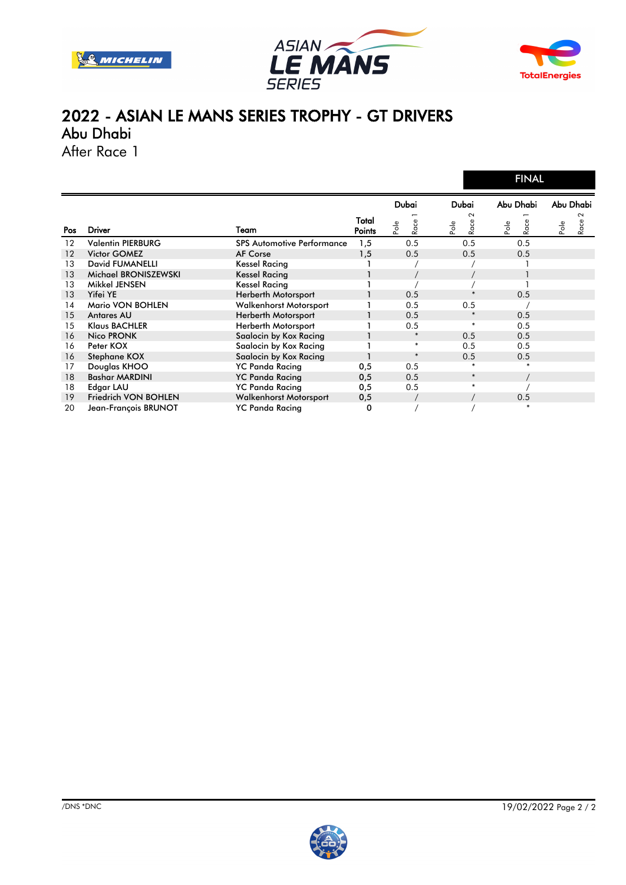# 2022 - ASIAN LE MANS SERIES TROPHY - GT DRIVERS

## Abu Dhabi

After Race 1

FINAL

| Pos | Driver | Team | Total Points | Dubai Pole | Dubai Race 1 | Dubai Pole | Dubai Race 2 | Abu Dhabi Pole | Abu Dhabi Race 1 | Abu Dhabi Pole | Abu Dhabi Race 2 |
|---|---|---|---|---|---|---|---|---|---|---|---|
| 12 | Valentin PIERBURG | SPS Automotive Performance | 1,5 | | 0.5 | | 0.5 | | 0.5 | | |
| 12 | Victor GOMEZ | AF Corse | 1,5 | | 0.5 | | 0.5 | | 0.5 | | |
| 13 | David FUMANELLI | Kessel Racing | 1 | | / | | / | | 1 | | |
| 13 | Michael BRONISZEWSKI | Kessel Racing | 1 | | / | | / | | 1 | | |
| 13 | Mikkel JENSEN | Kessel Racing | 1 | | / | | / | | 1 | | |
| 13 | Yifei YE | Herberth Motorsport | 1 | | 0.5 | | * | | 0.5 | | |
| 14 | Mario VON BOHLEN | Walkenhorst Motorsport | 1 | | 0.5 | | 0.5 | | / | | |
| 15 | Antares AU | Herberth Motorsport | 1 | | 0.5 | | * | | 0.5 | | |
| 15 | Klaus BACHLER | Herberth Motorsport | 1 | | 0.5 | | * | | 0.5 | | |
| 16 | Nico PRONK | Saalocin by Kox Racing | 1 | | * | | 0.5 | | 0.5 | | |
| 16 | Peter KOX | Saalocin by Kox Racing | 1 | | * | | 0.5 | | 0.5 | | |
| 16 | Stephane KOX | Saalocin by Kox Racing | 1 | | * | | 0.5 | | 0.5 | | |
| 17 | Douglas KHOO | YC Panda Racing | 0,5 | | 0.5 | | * | | * | | |
| 18 | Bashar MARDINI | YC Panda Racing | 0,5 | | 0.5 | | * | | / | | |
| 18 | Edgar LAU | YC Panda Racing | 0,5 | | 0.5 | | * | | / | | |
| 19 | Friedrich VON BOHLEN | Walkenhorst Motorsport | 0,5 | | / | | / | | 0.5 | | |
| 20 | Jean-François BRUNOT | YC Panda Racing | 0 | | / | | / | | * | | |

/DNS *DNC

19/02/2022